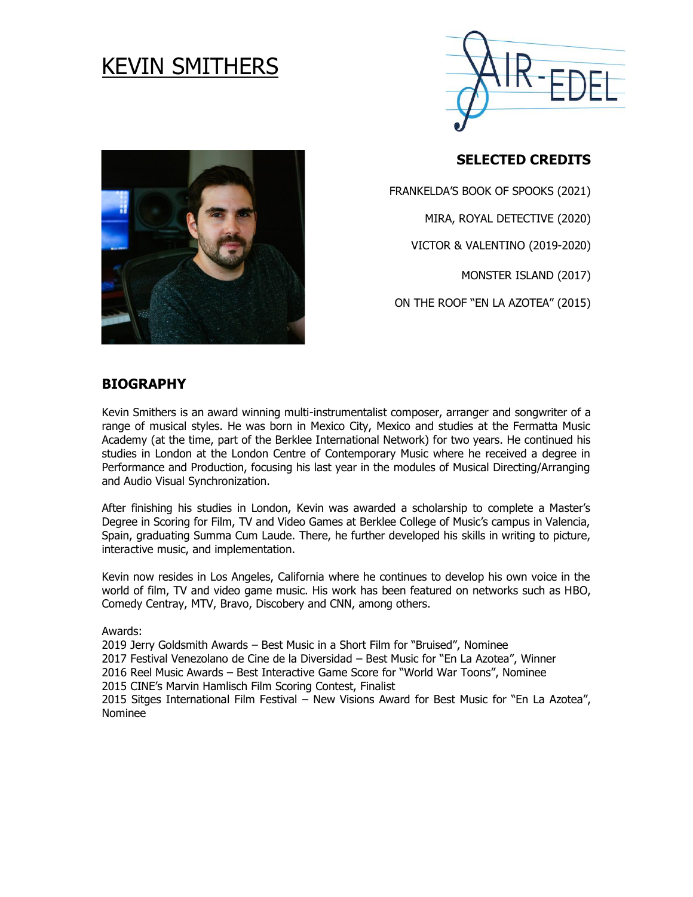# KEVIN SMITHERS

AIR-EDEL

## SELECTED CREDITS

FRANKELDA'S BOOK OF SPOOKS (2021)

MIRA, ROYAL DETECTIVE (2020)

VICTOR & VALENTINO (2019-2020)

MONSTER ISLAND (2017)

ON THE ROOF "EN LA AZOTEA" (2015)

## BIOGRAPHY

Kevin Smithers is an award winning multi-instrumentalist composer, arranger and songwriter of a range of musical styles. He was born in Mexico City, Mexico and studies at the Fermatta Music Academy (at the time, part of the Berklee International Network) for two years. He continued his studies in London at the London Centre of Contemporary Music where he received a degree in Performance and Production, focusing his last year in the modules of Musical Directing/Arranging and Audio Visual Synchronization.

After finishing his studies in London, Kevin was awarded a scholarship to complete a Master's Degree in Scoring for Film, TV and Video Games at Berklee College of Music's campus in Valencia, Spain, graduating Summa Cum Laude. There, he further developed his skills in writing to picture, interactive music, and implementation.

Kevin now resides in Los Angeles, California where he continues to develop his own voice in the world of film, TV and video game music. His work has been featured on networks such as HBO, Comedy Centray, MTV, Bravo, Discobery and CNN, among others.

Awards:
2019 Jerry Goldsmith Awards – Best Music in a Short Film for "Bruised", Nominee
2017 Festival Venezolano de Cine de la Diversidad – Best Music for "En La Azotea", Winner
2016 Reel Music Awards – Best Interactive Game Score for "World War Toons", Nominee
2015 CINE's Marvin Hamlisch Film Scoring Contest, Finalist
2015 Sitges International Film Festival – New Visions Award for Best Music for "En La Azotea", Nominee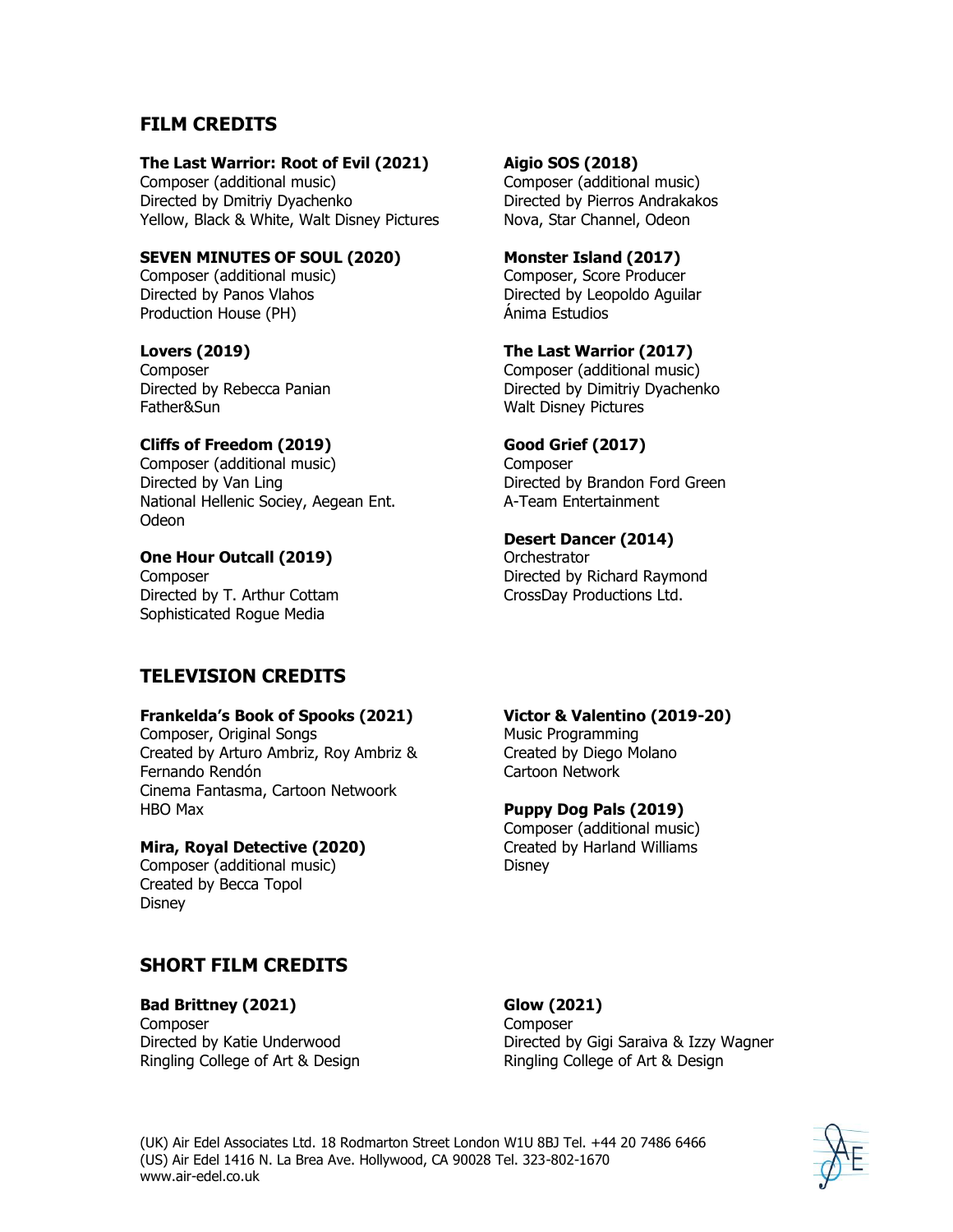## FILM CREDITS

**The Last Warrior: Root of Evil (2021)**
Composer (additional music)
Directed by Dmitriy Dyachenko
Yellow, Black & White, Walt Disney Pictures

**SEVEN MINUTES OF SOUL (2020)**
Composer (additional music)
Directed by Panos Vlahos
Production House (PH)

**Lovers (2019)**
Composer
Directed by Rebecca Panian
Father&Sun

**Cliffs of Freedom (2019)**
Composer (additional music)
Directed by Van Ling
National Hellenic Sociey, Aegean Ent.
Odeon

**One Hour Outcall (2019)**
Composer
Directed by T. Arthur Cottam
Sophisticated Rogue Media

**Aigio SOS (2018)**
Composer (additional music)
Directed by Pierros Andrakakos
Nova, Star Channel, Odeon

**Monster Island (2017)**
Composer, Score Producer
Directed by Leopoldo Aguilar
Ánima Estudios

**The Last Warrior (2017)**
Composer (additional music)
Directed by Dimitriy Dyachenko
Walt Disney Pictures

**Good Grief (2017)**
Composer
Directed by Brandon Ford Green
A-Team Entertainment

**Desert Dancer (2014)**
Orchestrator
Directed by Richard Raymond
CrossDay Productions Ltd.

## TELEVISION CREDITS

**Frankelda's Book of Spooks (2021)**
Composer, Original Songs
Created by Arturo Ambriz, Roy Ambriz & Fernando Rendón
Cinema Fantasma, Cartoon Netwoork
HBO Max

**Mira, Royal Detective (2020)**
Composer (additional music)
Created by Becca Topol
Disney

**Victor & Valentino (2019-20)**
Music Programming
Created by Diego Molano
Cartoon Network

**Puppy Dog Pals (2019)**
Composer (additional music)
Created by Harland Williams
Disney

## SHORT FILM CREDITS

**Bad Brittney (2021)**
Composer
Directed by Katie Underwood
Ringling College of Art & Design

**Glow (2021)**
Composer
Directed by Gigi Saraiva & Izzy Wagner
Ringling College of Art & Design

(UK) Air Edel Associates Ltd. 18 Rodmarton Street London W1U 8BJ Tel. +44 20 7486 6466
(US) Air Edel 1416 N. La Brea Ave. Hollywood, CA 90028 Tel. 323-802-1670
www.air-edel.co.uk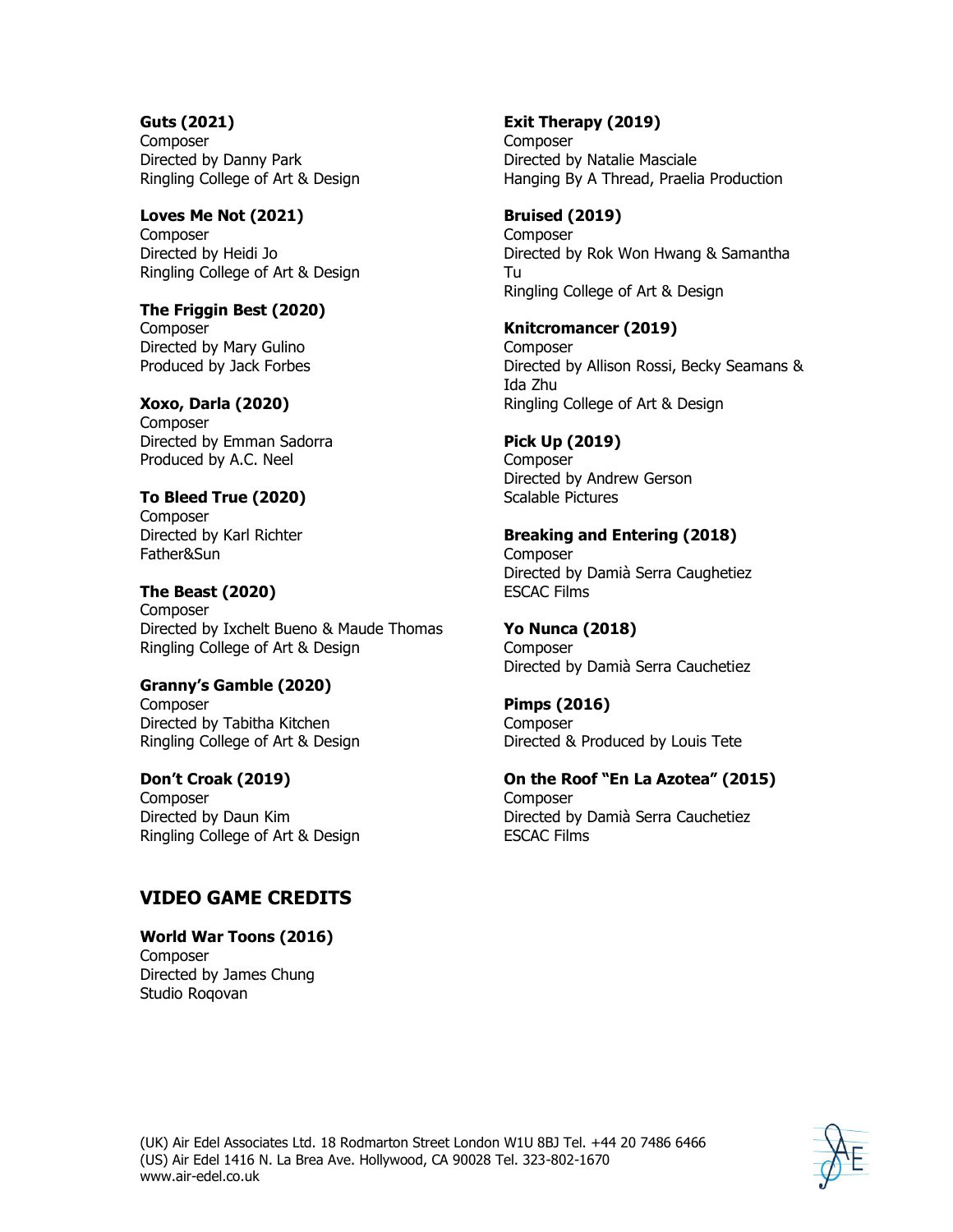**Guts (2021)**
Composer
Directed by Danny Park
Ringling College of Art & Design

**Loves Me Not (2021)**
Composer
Directed by Heidi Jo
Ringling College of Art & Design

**The Friggin Best (2020)**
Composer
Directed by Mary Gulino
Produced by Jack Forbes

**Xoxo, Darla (2020)**
Composer
Directed by Emman Sadorra
Produced by A.C. Neel

**To Bleed True (2020)**
Composer
Directed by Karl Richter
Father&Sun

**The Beast (2020)**
Composer
Directed by Ixchelt Bueno & Maude Thomas
Ringling College of Art & Design

**Granny's Gamble (2020)**
Composer
Directed by Tabitha Kitchen
Ringling College of Art & Design

**Don't Croak (2019)**
Composer
Directed by Daun Kim
Ringling College of Art & Design

**Exit Therapy (2019)**
Composer
Directed by Natalie Masciale
Hanging By A Thread, Praelia Production

**Bruised (2019)**
Composer
Directed by Rok Won Hwang & Samantha Tu
Ringling College of Art & Design

**Knitcromancer (2019)**
Composer
Directed by Allison Rossi, Becky Seamans & Ida Zhu
Ringling College of Art & Design

**Pick Up (2019)**
Composer
Directed by Andrew Gerson
Scalable Pictures

**Breaking and Entering (2018)**
Composer
Directed by Damià Serra Caughetiez
ESCAC Films

**Yo Nunca (2018)**
Composer
Directed by Damià Serra Cauchetiez

**Pimps (2016)**
Composer
Directed & Produced by Louis Tete

**On the Roof "En La Azotea" (2015)**
Composer
Directed by Damià Serra Cauchetiez
ESCAC Films

## VIDEO GAME CREDITS

**World War Toons (2016)**
Composer
Directed by James Chung
Studio Roqovan

(UK) Air Edel Associates Ltd. 18 Rodmarton Street London W1U 8BJ Tel. +44 20 7486 6466
(US) Air Edel 1416 N. La Brea Ave. Hollywood, CA 90028 Tel. 323-802-1670
www.air-edel.co.uk